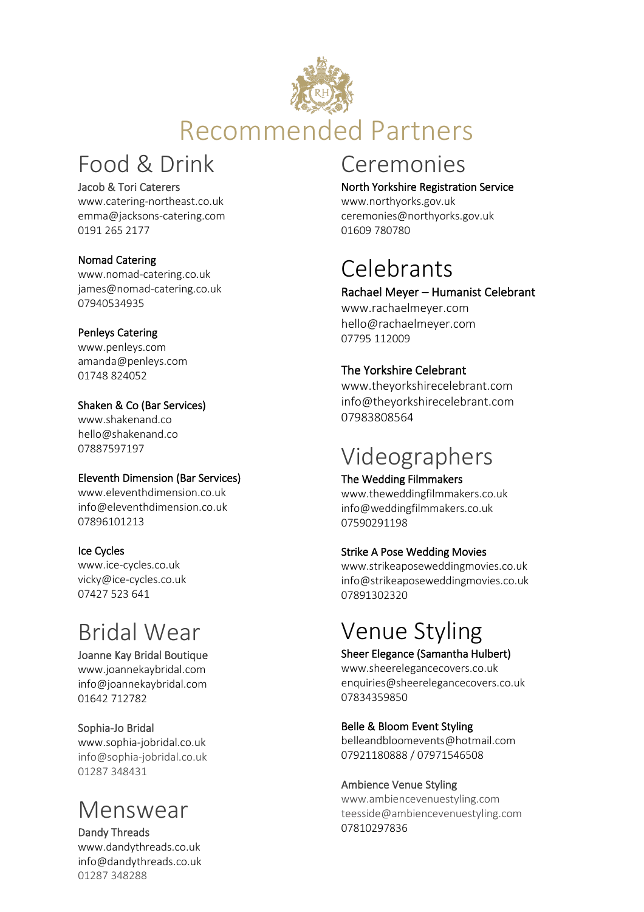# Recommended Partners

## Food & Drink

Jacob & Tori Caterers
www.catering-northeast.co.uk
emma@jacksons-catering.com
0191 265 2177

Nomad Catering
www.nomad-catering.co.uk
james@nomad-catering.co.uk
07940534935

Penleys Catering
www.penleys.com
amanda@penleys.com
01748 824052

Shaken & Co (Bar Services)
www.shakenand.co
hello@shakenand.co
07887597197

Eleventh Dimension (Bar Services)
www.eleventhdimension.co.uk
info@eleventhdimension.co.uk
07896101213

Ice Cycles
www.ice-cycles.co.uk
vicky@ice-cycles.co.uk
07427 523 641

## Bridal Wear

Joanne Kay Bridal Boutique
www.joannekaybridal.com
info@joannekaybridal.com
01642 712782

Sophia-Jo Bridal
www.sophia-jobridal.co.uk
info@sophia-jobridal.co.uk
01287 348431

## Menswear

Dandy Threads
www.dandythreads.co.uk
info@dandythreads.co.uk
01287 348288

## Ceremonies

North Yorkshire Registration Service
www.northyorks.gov.uk
ceremonies@northyorks.gov.uk
01609 780780

## Celebrants

Rachael Meyer – Humanist Celebrant
www.rachaelmeyer.com
hello@rachaelmeyer.com
07795 112009

The Yorkshire Celebrant
www.theyorkshirecelebrant.com
info@theyorkshirecelebrant.com
07983808564

## Videographers

The Wedding Filmmakers
www.theweddingfilmmakers.co.uk
info@weddingfilmmakers.co.uk
07590291198

Strike A Pose Wedding Movies
www.strikeaposeweddingmovies.co.uk
info@strikeaposeweddingmovies.co.uk
07891302320

## Venue Styling

Sheer Elegance (Samantha Hulbert)
www.sheerelegancecovers.co.uk
enquiries@sheerelegancecovers.co.uk
07834359850

Belle & Bloom Event Styling
belleandbloomevents@hotmail.com
07921180888 / 07971546508

Ambience Venue Styling
www.ambiencevenuestyling.com
teesside@ambiencevenuestyling.com
07810297836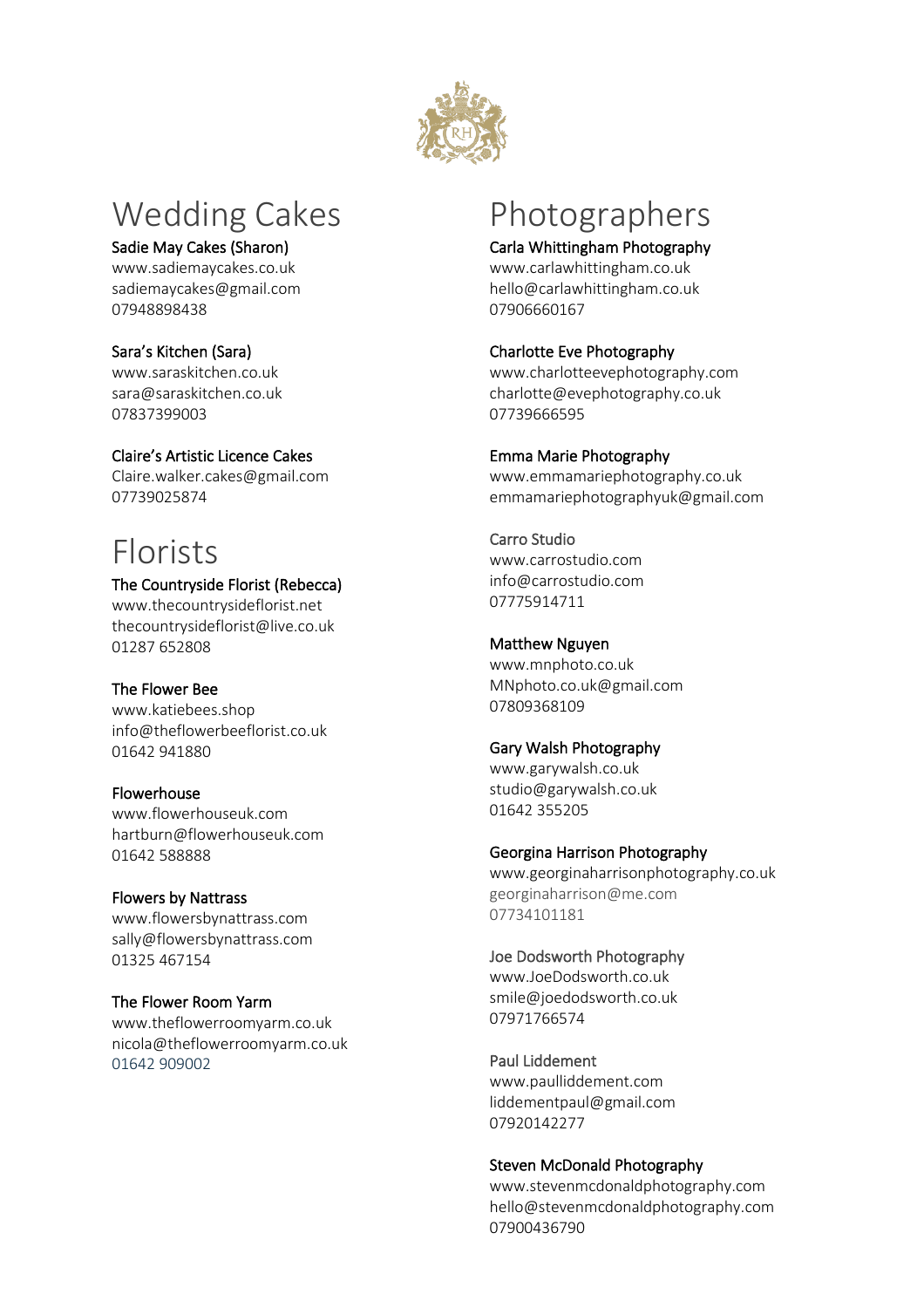# Wedding Cakes

Sadie May Cakes (Sharon)
www.sadiemaycakes.co.uk
sadiemaycakes@gmail.com
07948898438

Sara's Kitchen (Sara)
www.saraskitchen.co.uk
sara@saraskitchen.co.uk
07837399003

Claire's Artistic Licence Cakes
Claire.walker.cakes@gmail.com
07739025874

# Florists

The Countryside Florist (Rebecca)
www.thecountrysideflorist.net
thecountrysideflorist@live.co.uk
01287 652808

The Flower Bee
www.katiebees.shop
info@theflowerbeeflorist.co.uk
01642 941880

Flowerhouse
www.flowerhouseuk.com
hartburn@flowerhouseuk.com
01642 588888

Flowers by Nattrass
www.flowersbynattrass.com
sally@flowersbynattrass.com
01325 467154

The Flower Room Yarm
www.theflowerroomyarm.co.uk
nicola@theflowerroomyarm.co.uk
01642 909002

# Photographers

Carla Whittingham Photography
www.carlawhittingham.co.uk
hello@carlawhittingham.co.uk
07906660167

Charlotte Eve Photography
www.charlotteevephotography.com
charlotte@evephotography.co.uk
07739666595

Emma Marie Photography
www.emmamariephotography.co.uk
emmamariephotographyuk@gmail.com

Carro Studio
www.carrostudio.com
info@carrostudio.com
07775914711

Matthew Nguyen
www.mnphoto.co.uk
MNphoto.co.uk@gmail.com
07809368109

Gary Walsh Photography
www.garywalsh.co.uk
studio@garywalsh.co.uk
01642 355205

Georgina Harrison Photography
www.georginaharrisonphotography.co.uk
georginaharrison@me.com
07734101181

Joe Dodsworth Photography
www.JoeDodsworth.co.uk
smile@joedodsworth.co.uk
07971766574

Paul Liddement
www.paulliddement.com
liddementpaul@gmail.com
07920142277

Steven McDonald Photography
www.stevenmcdonaldphotography.com
hello@stevenmcdonaldphotography.com
07900436790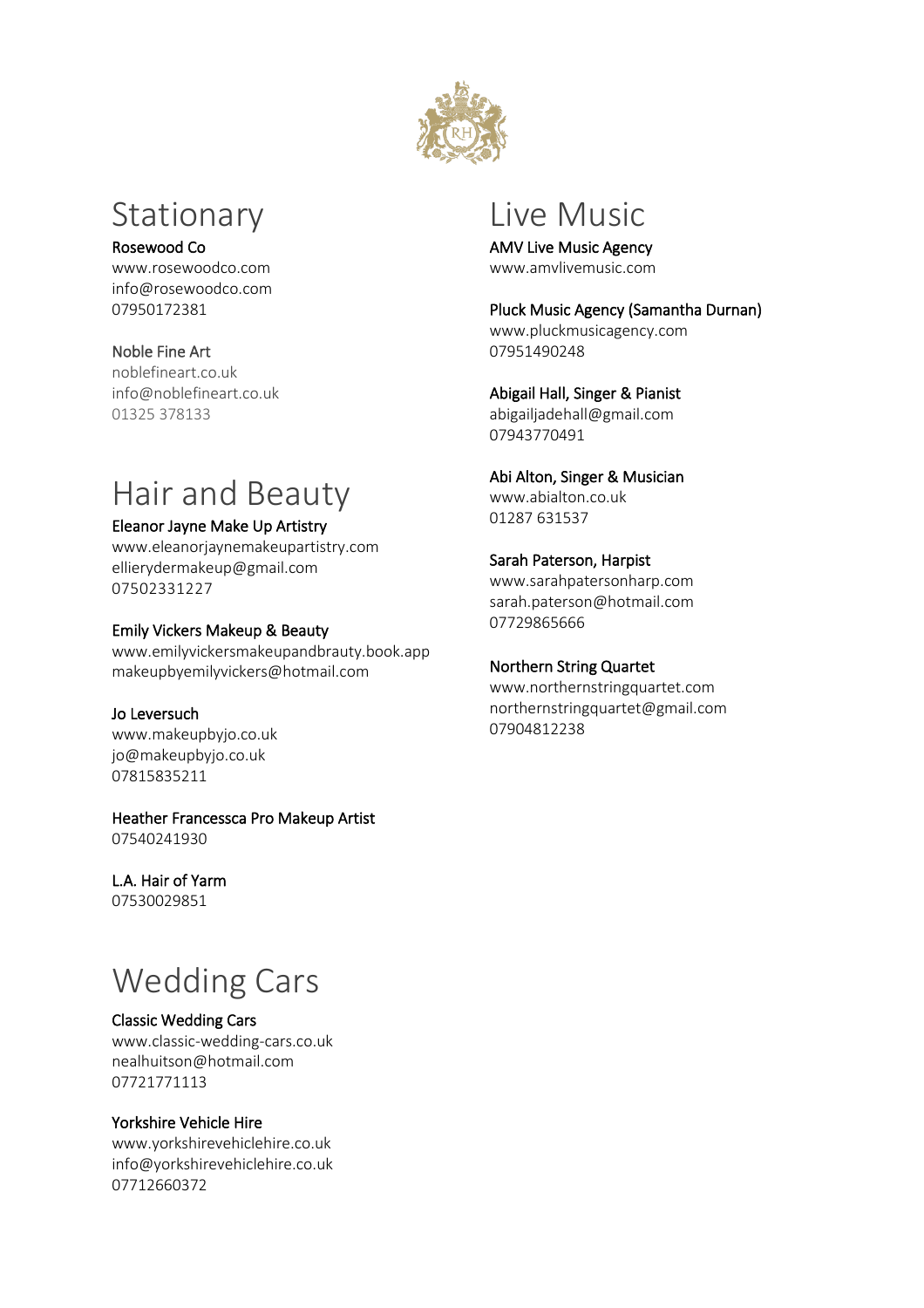# Stationary

**Rosewood Co**
www.rosewoodco.com
info@rosewoodco.com
07950172381

**Noble Fine Art**
noblefineart.co.uk
info@noblefineart.co.uk
01325 378133

# Hair and Beauty

**Eleanor Jayne Make Up Artistry**
www.eleanorjaynemakeupartistry.com
ellierydermakeup@gmail.com
07502331227

**Emily Vickers Makeup & Beauty**
www.emilyvickersmakeupandbrauty.book.app
makeupbyemilyvickers@hotmail.com

**Jo Leversuch**
www.makeupbyjo.co.uk
jo@makeupbyjo.co.uk
07815835211

**Heather Francessca Pro Makeup Artist**
07540241930

**L.A. Hair of Yarm**
07530029851

# Wedding Cars

**Classic Wedding Cars**
www.classic-wedding-cars.co.uk
nealhuitson@hotmail.com
07721771113

**Yorkshire Vehicle Hire**
www.yorkshirevehiclehire.co.uk
info@yorkshirevehiclehire.co.uk
07712660372

# Live Music

**AMV Live Music Agency**
www.amvlivemusic.com

**Pluck Music Agency (Samantha Durnan)**
www.pluckmusicagency.com
07951490248

**Abigail Hall, Singer & Pianist**
abigailjadehall@gmail.com
07943770491

**Abi Alton, Singer & Musician**
www.abialton.co.uk
01287 631537

**Sarah Paterson, Harpist**
www.sarahpatersonharp.com
sarah.paterson@hotmail.com
07729865666

**Northern String Quartet**
www.northernstringquartet.com
northernstringquartet@gmail.com
07904812238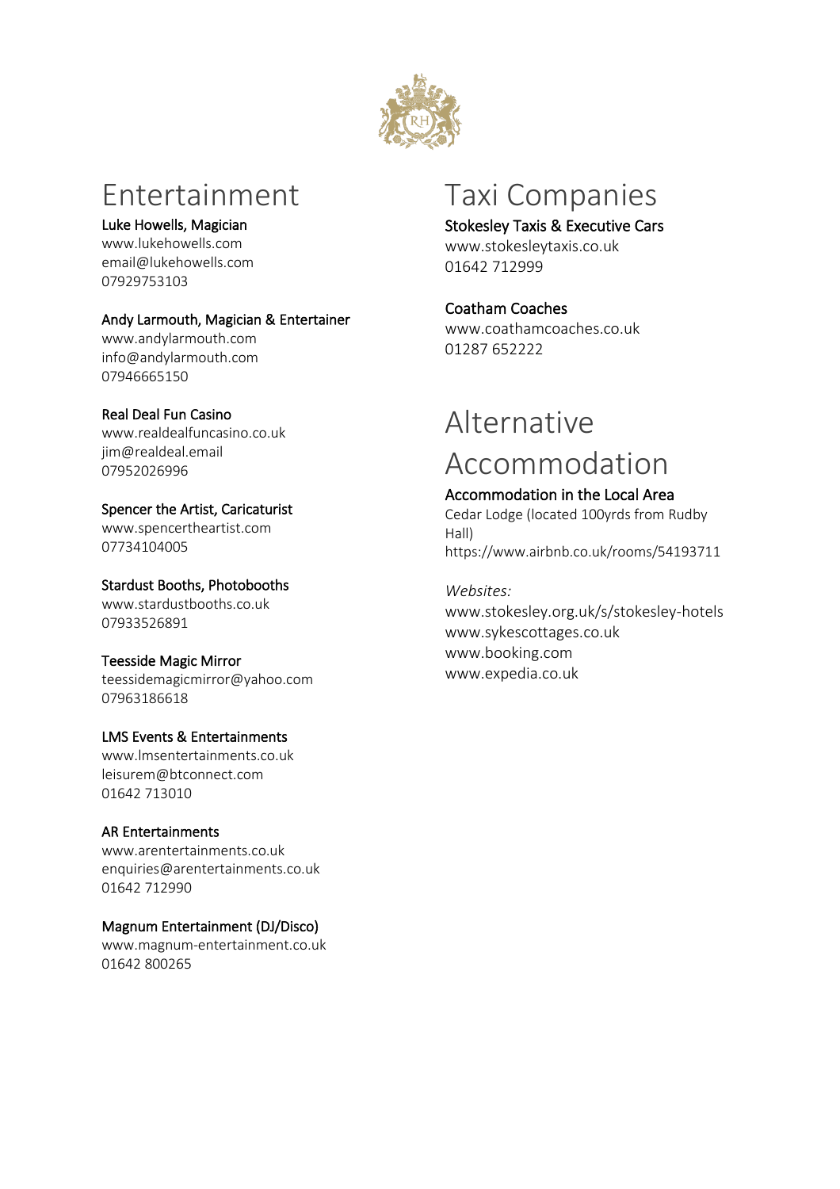# Entertainment

**Luke Howells, Magician**
www.lukehowells.com
email@lukehowells.com
07929753103

**Andy Larmouth, Magician & Entertainer**
www.andylarmouth.com
info@andylarmouth.com
07946665150

**Real Deal Fun Casino**
www.realdealfuncasino.co.uk
jim@realdeal.email
07952026996

**Spencer the Artist, Caricaturist**
www.spencertheartist.com
07734104005

**Stardust Booths, Photobooths**
www.stardustbooths.co.uk
07933526891

**Teesside Magic Mirror**
teessidemagicmirror@yahoo.com
07963186618

**LMS Events & Entertainments**
www.lmsentertainments.co.uk
leisurem@btconnect.com
01642 713010

**AR Entertainments**
www.arentertainments.co.uk
enquiries@arentertainments.co.uk
01642 712990

**Magnum Entertainment (DJ/Disco)**
www.magnum-entertainment.co.uk
01642 800265

# Taxi Companies

**Stokesley Taxis & Executive Cars**
www.stokesleytaxis.co.uk
01642 712999

**Coatham Coaches**
www.coathamcoaches.co.uk
01287 652222

# Alternative Accommodation

**Accommodation in the Local Area**
Cedar Lodge (located 100yrds from Rudby Hall)
https://www.airbnb.co.uk/rooms/54193711

*Websites:*
www.stokesley.org.uk/s/stokesley-hotels
www.sykescottages.co.uk
www.booking.com
www.expedia.co.uk